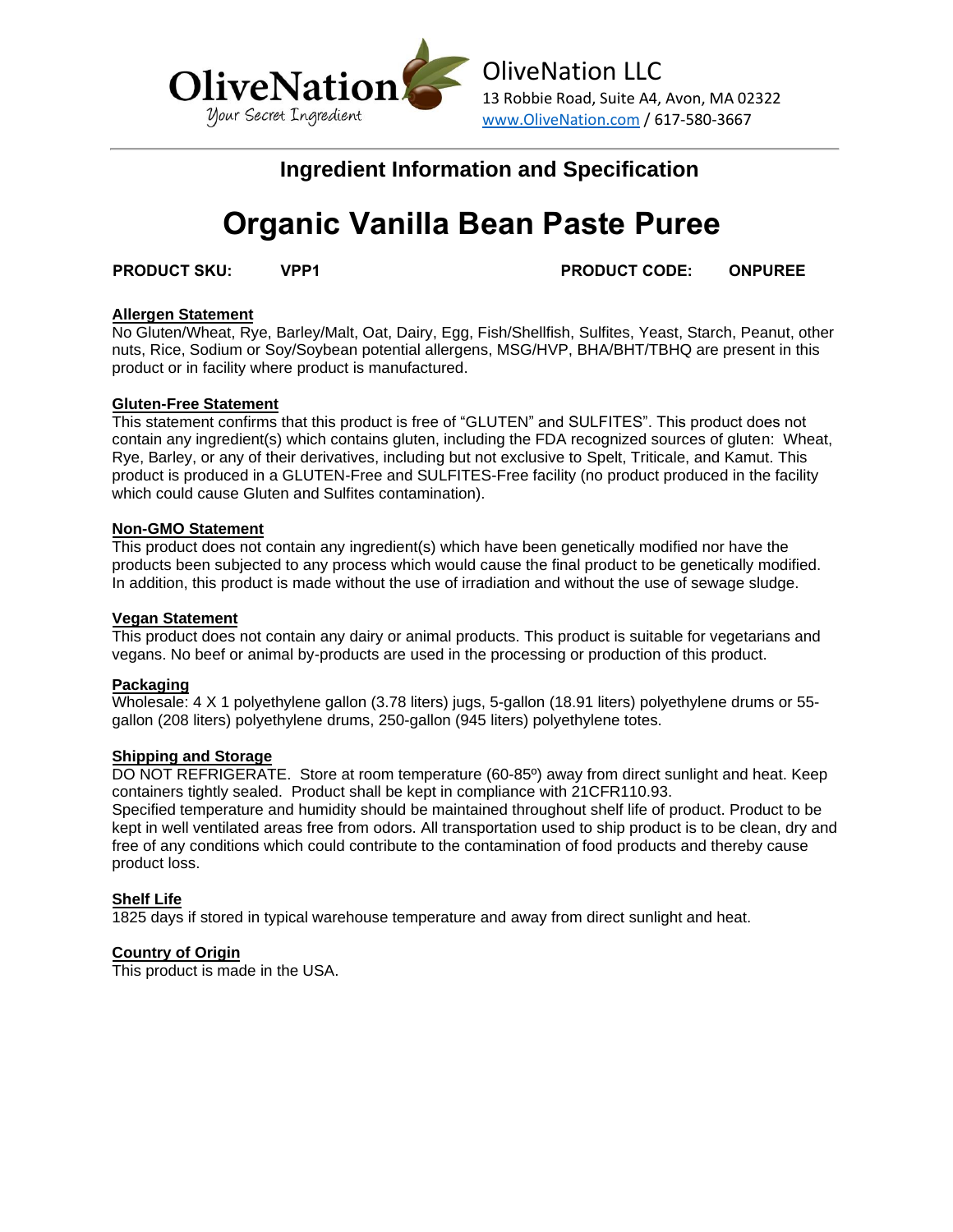OliveNation
Your Secret Ingredient

OliveNation LLC
13 Robbie Road, Suite A4, Avon, MA 02322
www.OliveNation.com / 617-580-3667

## Ingredient Information and Specification

# Organic Vanilla Bean Paste Puree

**PRODUCT SKU:** **VPP1** **PRODUCT CODE:** **ONPUREE**

**Allergen Statement**
No Gluten/Wheat, Rye, Barley/Malt, Oat, Dairy, Egg, Fish/Shellfish, Sulfites, Yeast, Starch, Peanut, other nuts, Rice, Sodium or Soy/Soybean potential allergens, MSG/HVP, BHA/BHT/TBHQ are present in this product or in facility where product is manufactured.

**Gluten-Free Statement**
This statement confirms that this product is free of "GLUTEN" and SULFITES". This product does not contain any ingredient(s) which contains gluten, including the FDA recognized sources of gluten: Wheat, Rye, Barley, or any of their derivatives, including but not exclusive to Spelt, Triticale, and Kamut. This product is produced in a GLUTEN-Free and SULFITES-Free facility (no product produced in the facility which could cause Gluten and Sulfites contamination).

**Non-GMO Statement**
This product does not contain any ingredient(s) which have been genetically modified nor have the products been subjected to any process which would cause the final product to be genetically modified. In addition, this product is made without the use of irradiation and without the use of sewage sludge.

**Vegan Statement**
This product does not contain any dairy or animal products. This product is suitable for vegetarians and vegans. No beef or animal by-products are used in the processing or production of this product.

**Packaging**
Wholesale: 4 X 1 polyethylene gallon (3.78 liters) jugs, 5-gallon (18.91 liters) polyethylene drums or 55-gallon (208 liters) polyethylene drums, 250-gallon (945 liters) polyethylene totes.

**Shipping and Storage**
DO NOT REFRIGERATE. Store at room temperature (60-85º) away from direct sunlight and heat. Keep containers tightly sealed. Product shall be kept in compliance with 21CFR110.93.
Specified temperature and humidity should be maintained throughout shelf life of product. Product to be kept in well ventilated areas free from odors. All transportation used to ship product is to be clean, dry and free of any conditions which could contribute to the contamination of food products and thereby cause product loss.

**Shelf Life**
1825 days if stored in typical warehouse temperature and away from direct sunlight and heat.

**Country of Origin**
This product is made in the USA.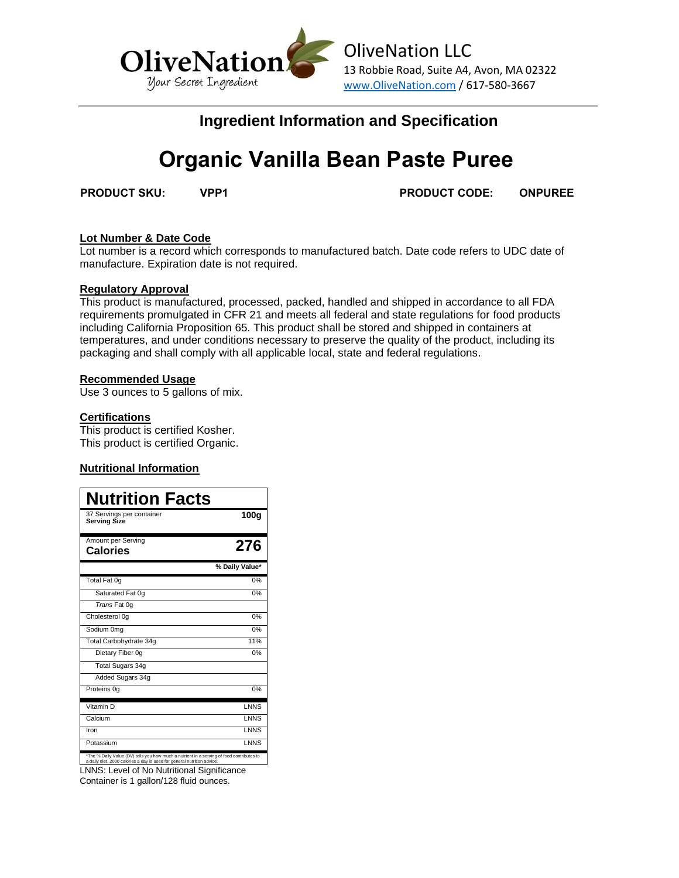OliveNation LLC
13 Robbie Road, Suite A4, Avon, MA 02322
www.OliveNation.com / 617-580-3667

## Ingredient Information and Specification

# Organic Vanilla Bean Paste Puree

**PRODUCT SKU:** **VPP1** **PRODUCT CODE:** **ONPUREE**

**Lot Number & Date Code**
Lot number is a record which corresponds to manufactured batch. Date code refers to UDC date of manufacture. Expiration date is not required.

**Regulatory Approval**
This product is manufactured, processed, packed, handled and shipped in accordance to all FDA requirements promulgated in CFR 21 and meets all federal and state regulations for food products including California Proposition 65. This product shall be stored and shipped in containers at temperatures, and under conditions necessary to preserve the quality of the product, including its packaging and shall comply with all applicable local, state and federal regulations.

**Recommended Usage**
Use 3 ounces to 5 gallons of mix.

**Certifications**
This product is certified Kosher.
This product is certified Organic.

**Nutritional Information**

| Nutrition Facts | |
|---|---|
| 37 Servings per container<br>**Serving Size** | **100g** |
| Amount per Serving<br>**Calories** | **276** |
| | **% Daily Value*** |
| Total Fat 0g | 0% |
| Saturated Fat 0g | 0% |
| *Trans* Fat 0g | |
| Cholesterol 0g | 0% |
| Sodium 0mg | 0% |
| Total Carbohydrate 34g | 11% |
| Dietary Fiber 0g | 0% |
| Total Sugars 34g | |
| Added Sugars 34g | |
| Proteins 0g | 0% |
| Vitamin D | LNNS |
| Calcium | LNNS |
| Iron | LNNS |
| Potassium | LNNS |

*The % Daily Value (DV) tells you how much a nutrient in a serving of food contributes to a daily diet. 2000 calories a day is used for general nutrition advice.

LNNS: Level of No Nutritional Significance
Container is 1 gallon/128 fluid ounces.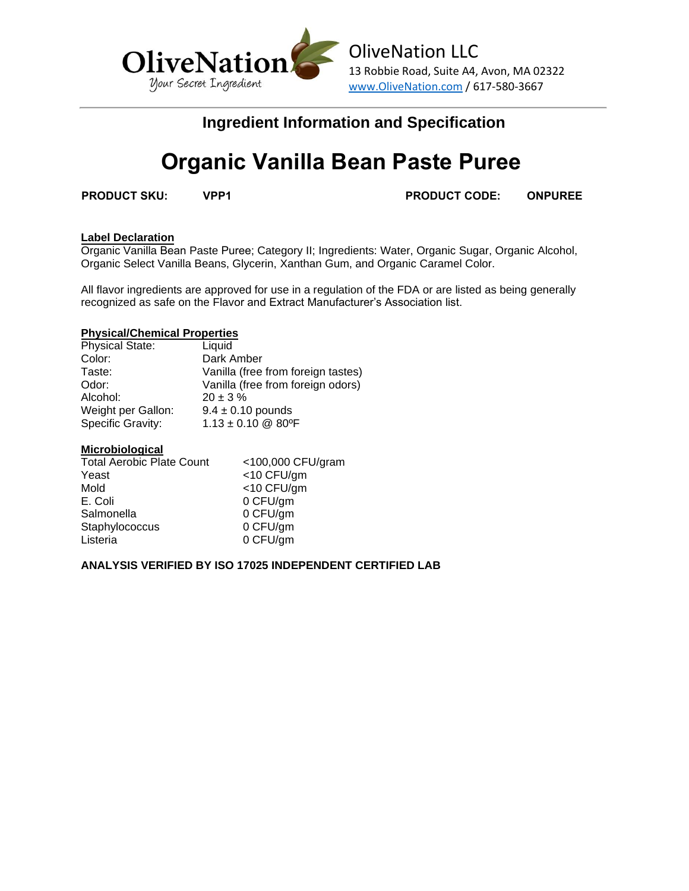OliveNation LLC
13 Robbie Road, Suite A4, Avon, MA 02322
www.OliveNation.com / 617-580-3667

## Ingredient Information and Specification

# Organic Vanilla Bean Paste Puree

**PRODUCT SKU:** **VPP1** **PRODUCT CODE:** **ONPUREE**

**Label Declaration**
Organic Vanilla Bean Paste Puree; Category II; Ingredients: Water, Organic Sugar, Organic Alcohol, Organic Select Vanilla Beans, Glycerin, Xanthan Gum, and Organic Caramel Color.

All flavor ingredients are approved for use in a regulation of the FDA or are listed as being generally recognized as safe on the Flavor and Extract Manufacturer's Association list.

**Physical/Chemical Properties**

| | |
|---|---|
| Physical State: | Liquid |
| Color: | Dark Amber |
| Taste: | Vanilla (free from foreign tastes) |
| Odor: | Vanilla (free from foreign odors) |
| Alcohol: | 20 ± 3 % |
| Weight per Gallon: | 9.4 ± 0.10 pounds |
| Specific Gravity: | 1.13 ± 0.10 @ 80ºF |

**Microbiological**

| | |
|---|---|
| Total Aerobic Plate Count | <100,000 CFU/gram |
| Yeast | <10 CFU/gm |
| Mold | <10 CFU/gm |
| E. Coli | 0 CFU/gm |
| Salmonella | 0 CFU/gm |
| Staphylococcus | 0 CFU/gm |
| Listeria | 0 CFU/gm |

**ANALYSIS VERIFIED BY ISO 17025 INDEPENDENT CERTIFIED LAB**